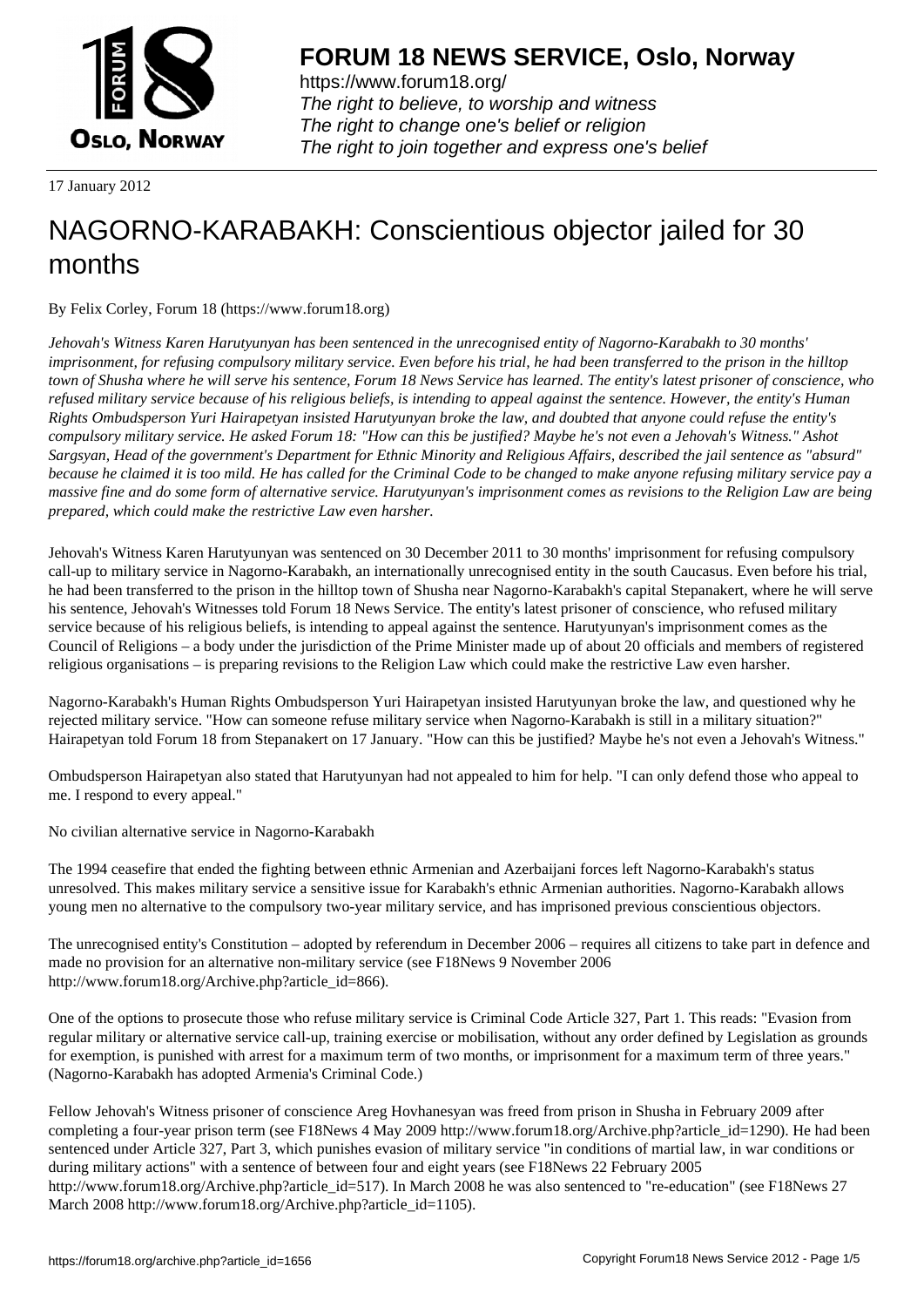# FORUM 18 NEWS SERVICE, Oslo, Norway

https://www.forum18.org/
*The right to believe, to worship and witness*
*The right to change one's belief or religion*
*The right to join together and express one's belief*

17 January 2012

# NAGORNO-KARABAKH: Conscientious objector jailed for 30 months

By Felix Corley, Forum 18 (https://www.forum18.org)

*Jehovah's Witness Karen Harutyunyan has been sentenced in the unrecognised entity of Nagorno-Karabakh to 30 months' imprisonment, for refusing compulsory military service. Even before his trial, he had been transferred to the prison in the hilltop town of Shusha where he will serve his sentence, Forum 18 News Service has learned. The entity's latest prisoner of conscience, who refused military service because of his religious beliefs, is intending to appeal against the sentence. However, the entity's Human Rights Ombudsperson Yuri Hairapetyan insisted Harutyunyan broke the law, and doubted that anyone could refuse the entity's compulsory military service. He asked Forum 18: "How can this be justified? Maybe he's not even a Jehovah's Witness." Ashot Sargsyan, Head of the government's Department for Ethnic Minority and Religious Affairs, described the jail sentence as "absurd" because he claimed it is too mild. He has called for the Criminal Code to be changed to make anyone refusing military service pay a massive fine and do some form of alternative service. Harutyunyan's imprisonment comes as revisions to the Religion Law are being prepared, which could make the restrictive Law even harsher.*

Jehovah's Witness Karen Harutyunyan was sentenced on 30 December 2011 to 30 months' imprisonment for refusing compulsory call-up to military service in Nagorno-Karabakh, an internationally unrecognised entity in the south Caucasus. Even before his trial, he had been transferred to the prison in the hilltop town of Shusha near Nagorno-Karabakh's capital Stepanakert, where he will serve his sentence, Jehovah's Witnesses told Forum 18 News Service. The entity's latest prisoner of conscience, who refused military service because of his religious beliefs, is intending to appeal against the sentence. Harutyunyan's imprisonment comes as the Council of Religions – a body under the jurisdiction of the Prime Minister made up of about 20 officials and members of registered religious organisations – is preparing revisions to the Religion Law which could make the restrictive Law even harsher.

Nagorno-Karabakh's Human Rights Ombudsperson Yuri Hairapetyan insisted Harutyunyan broke the law, and questioned why he rejected military service. "How can someone refuse military service when Nagorno-Karabakh is still in a military situation?" Hairapetyan told Forum 18 from Stepanakert on 17 January. "How can this be justified? Maybe he's not even a Jehovah's Witness."

Ombudsperson Hairapetyan also stated that Harutyunyan had not appealed to him for help. "I can only defend those who appeal to me. I respond to every appeal."

No civilian alternative service in Nagorno-Karabakh

The 1994 ceasefire that ended the fighting between ethnic Armenian and Azerbaijani forces left Nagorno-Karabakh's status unresolved. This makes military service a sensitive issue for Karabakh's ethnic Armenian authorities. Nagorno-Karabakh allows young men no alternative to the compulsory two-year military service, and has imprisoned previous conscientious objectors.

The unrecognised entity's Constitution – adopted by referendum in December 2006 – requires all citizens to take part in defence and made no provision for an alternative non-military service (see F18News 9 November 2006 http://www.forum18.org/Archive.php?article_id=866).

One of the options to prosecute those who refuse military service is Criminal Code Article 327, Part 1. This reads: "Evasion from regular military or alternative service call-up, training exercise or mobilisation, without any order defined by Legislation as grounds for exemption, is punished with arrest for a maximum term of two months, or imprisonment for a maximum term of three years." (Nagorno-Karabakh has adopted Armenia's Criminal Code.)

Fellow Jehovah's Witness prisoner of conscience Areg Hovhanesyan was freed from prison in Shusha in February 2009 after completing a four-year prison term (see F18News 4 May 2009 http://www.forum18.org/Archive.php?article_id=1290). He had been sentenced under Article 327, Part 3, which punishes evasion of military service "in conditions of martial law, in war conditions or during military actions" with a sentence of between four and eight years (see F18News 22 February 2005 http://www.forum18.org/Archive.php?article_id=517). In March 2008 he was also sentenced to "re-education" (see F18News 27 March 2008 http://www.forum18.org/Archive.php?article_id=1105).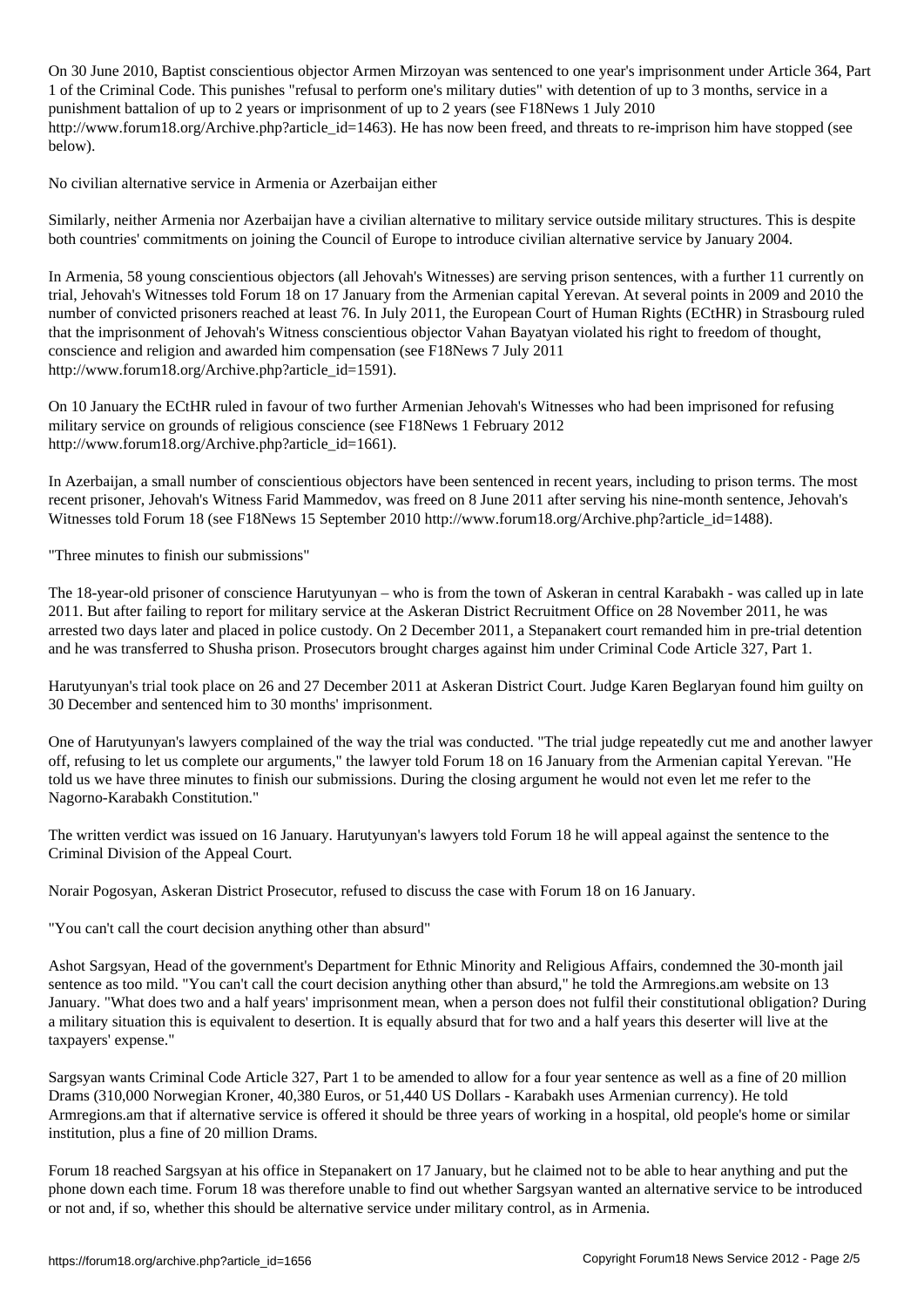On 30 June 2010, Baptist conscientious objector Armen Mirzoyan was sentenced to one year's imprisonment under Article 364, Part 1 of the Criminal Code. This punishes "refusal to perform one's military duties" with detention of up to 3 months, service in a punishment battalion of up to 2 years or imprisonment of up to 2 years (see F18News 1 July 2010 http://www.forum18.org/Archive.php?article_id=1463). He has now been freed, and threats to re-imprison him have stopped (see below).

## No civilian alternative service in Armenia or Azerbaijan either

Similarly, neither Armenia nor Azerbaijan have a civilian alternative to military service outside military structures. This is despite both countries' commitments on joining the Council of Europe to introduce civilian alternative service by January 2004.

In Armenia, 58 young conscientious objectors (all Jehovah's Witnesses) are serving prison sentences, with a further 11 currently on trial, Jehovah's Witnesses told Forum 18 on 17 January from the Armenian capital Yerevan. At several points in 2009 and 2010 the number of convicted prisoners reached at least 76. In July 2011, the European Court of Human Rights (ECtHR) in Strasbourg ruled that the imprisonment of Jehovah's Witness conscientious objector Vahan Bayatyan violated his right to freedom of thought, conscience and religion and awarded him compensation (see F18News 7 July 2011 http://www.forum18.org/Archive.php?article_id=1591).

On 10 January the ECtHR ruled in favour of two further Armenian Jehovah's Witnesses who had been imprisoned for refusing military service on grounds of religious conscience (see F18News 1 February 2012 http://www.forum18.org/Archive.php?article_id=1661).

In Azerbaijan, a small number of conscientious objectors have been sentenced in recent years, including to prison terms. The most recent prisoner, Jehovah's Witness Farid Mammedov, was freed on 8 June 2011 after serving his nine-month sentence, Jehovah's Witnesses told Forum 18 (see F18News 15 September 2010 http://www.forum18.org/Archive.php?article_id=1488).

## "Three minutes to finish our submissions"

The 18-year-old prisoner of conscience Harutyunyan – who is from the town of Askeran in central Karabakh - was called up in late 2011. But after failing to report for military service at the Askeran District Recruitment Office on 28 November 2011, he was arrested two days later and placed in police custody. On 2 December 2011, a Stepanakert court remanded him in pre-trial detention and he was transferred to Shusha prison. Prosecutors brought charges against him under Criminal Code Article 327, Part 1.

Harutyunyan's trial took place on 26 and 27 December 2011 at Askeran District Court. Judge Karen Beglaryan found him guilty on 30 December and sentenced him to 30 months' imprisonment.

One of Harutyunyan's lawyers complained of the way the trial was conducted. "The trial judge repeatedly cut me and another lawyer off, refusing to let us complete our arguments," the lawyer told Forum 18 on 16 January from the Armenian capital Yerevan. "He told us we have three minutes to finish our submissions. During the closing argument he would not even let me refer to the Nagorno-Karabakh Constitution."

The written verdict was issued on 16 January. Harutyunyan's lawyers told Forum 18 he will appeal against the sentence to the Criminal Division of the Appeal Court.

Norair Pogosyan, Askeran District Prosecutor, refused to discuss the case with Forum 18 on 16 January.

## "You can't call the court decision anything other than absurd"

Ashot Sargsyan, Head of the government's Department for Ethnic Minority and Religious Affairs, condemned the 30-month jail sentence as too mild. "You can't call the court decision anything other than absurd," he told the Armregions.am website on 13 January. "What does two and a half years' imprisonment mean, when a person does not fulfil their constitutional obligation? During a military situation this is equivalent to desertion. It is equally absurd that for two and a half years this deserter will live at the taxpayers' expense."

Sargsyan wants Criminal Code Article 327, Part 1 to be amended to allow for a four year sentence as well as a fine of 20 million Drams (310,000 Norwegian Kroner, 40,380 Euros, or 51,440 US Dollars - Karabakh uses Armenian currency). He told Armregions.am that if alternative service is offered it should be three years of working in a hospital, old people's home or similar institution, plus a fine of 20 million Drams.

Forum 18 reached Sargsyan at his office in Stepanakert on 17 January, but he claimed not to be able to hear anything and put the phone down each time. Forum 18 was therefore unable to find out whether Sargsyan wanted an alternative service to be introduced or not and, if so, whether this should be alternative service under military control, as in Armenia.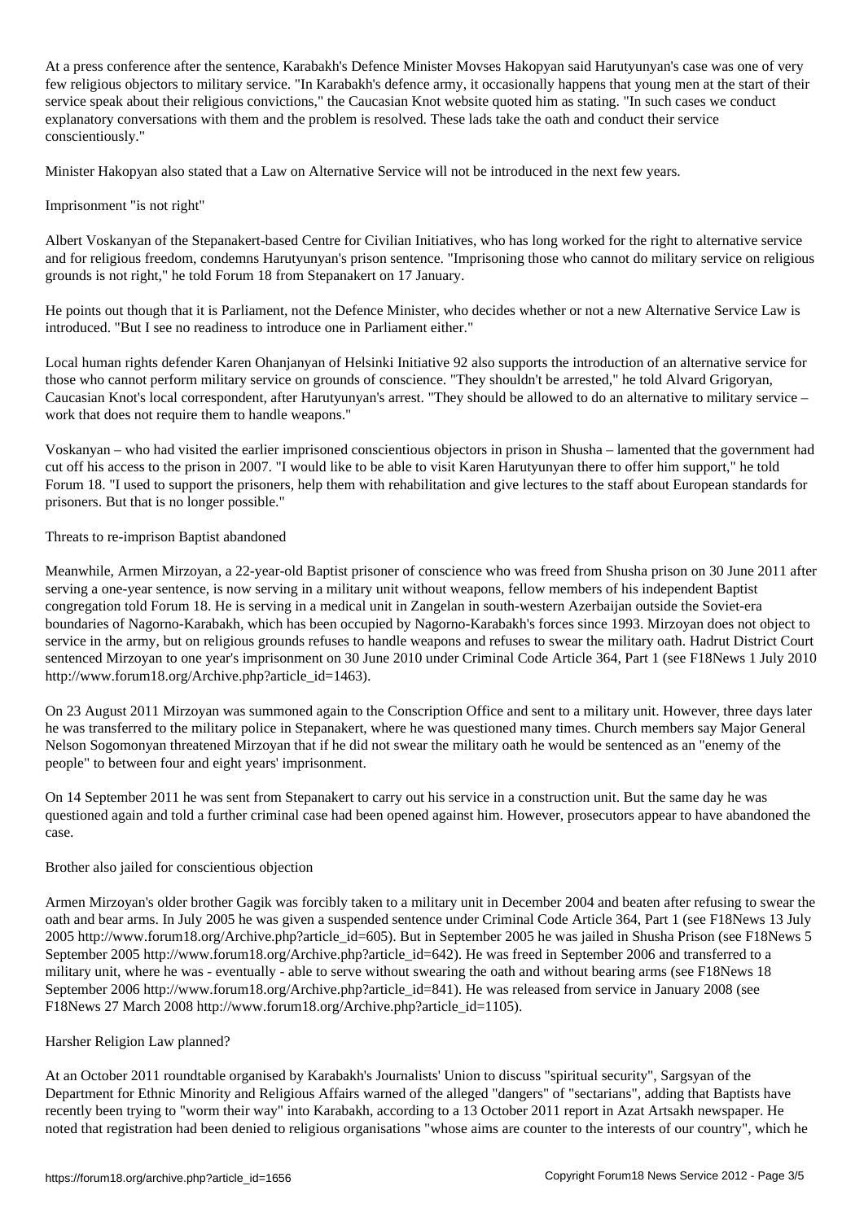At a press conference after the sentence, Karabakh's Defence Minister Movses Hakopyan said Harutyunyan's case was one of very few religious objectors to military service. "In Karabakh's defence army, it occasionally happens that young men at the start of their service speak about their religious convictions," the Caucasian Knot website quoted him as stating. "In such cases we conduct explanatory conversations with them and the problem is resolved. These lads take the oath and conduct their service conscientiously."

Minister Hakopyan also stated that a Law on Alternative Service will not be introduced in the next few years.

## Imprisonment "is not right"

Albert Voskanyan of the Stepanakert-based Centre for Civilian Initiatives, who has long worked for the right to alternative service and for religious freedom, condemns Harutyunyan's prison sentence. "Imprisoning those who cannot do military service on religious grounds is not right," he told Forum 18 from Stepanakert on 17 January.

He points out though that it is Parliament, not the Defence Minister, who decides whether or not a new Alternative Service Law is introduced. "But I see no readiness to introduce one in Parliament either."

Local human rights defender Karen Ohanjanyan of Helsinki Initiative 92 also supports the introduction of an alternative service for those who cannot perform military service on grounds of conscience. "They shouldn't be arrested," he told Alvard Grigoryan, Caucasian Knot's local correspondent, after Harutyunyan's arrest. "They should be allowed to do an alternative to military service – work that does not require them to handle weapons."

Voskanyan – who had visited the earlier imprisoned conscientious objectors in prison in Shusha – lamented that the government had cut off his access to the prison in 2007. "I would like to be able to visit Karen Harutyunyan there to offer him support," he told Forum 18. "I used to support the prisoners, help them with rehabilitation and give lectures to the staff about European standards for prisoners. But that is no longer possible."

## Threats to re-imprison Baptist abandoned

Meanwhile, Armen Mirzoyan, a 22-year-old Baptist prisoner of conscience who was freed from Shusha prison on 30 June 2011 after serving a one-year sentence, is now serving in a military unit without weapons, fellow members of his independent Baptist congregation told Forum 18. He is serving in a medical unit in Zangelan in south-western Azerbaijan outside the Soviet-era boundaries of Nagorno-Karabakh, which has been occupied by Nagorno-Karabakh's forces since 1993. Mirzoyan does not object to service in the army, but on religious grounds refuses to handle weapons and refuses to swear the military oath. Hadrut District Court sentenced Mirzoyan to one year's imprisonment on 30 June 2010 under Criminal Code Article 364, Part 1 (see F18News 1 July 2010 http://www.forum18.org/Archive.php?article_id=1463).

On 23 August 2011 Mirzoyan was summoned again to the Conscription Office and sent to a military unit. However, three days later he was transferred to the military police in Stepanakert, where he was questioned many times. Church members say Major General Nelson Sogomonyan threatened Mirzoyan that if he did not swear the military oath he would be sentenced as an "enemy of the people" to between four and eight years' imprisonment.

On 14 September 2011 he was sent from Stepanakert to carry out his service in a construction unit. But the same day he was questioned again and told a further criminal case had been opened against him. However, prosecutors appear to have abandoned the case.

## Brother also jailed for conscientious objection

Armen Mirzoyan's older brother Gagik was forcibly taken to a military unit in December 2004 and beaten after refusing to swear the oath and bear arms. In July 2005 he was given a suspended sentence under Criminal Code Article 364, Part 1 (see F18News 13 July 2005 http://www.forum18.org/Archive.php?article_id=605). But in September 2005 he was jailed in Shusha Prison (see F18News 5 September 2005 http://www.forum18.org/Archive.php?article_id=642). He was freed in September 2006 and transferred to a military unit, where he was - eventually - able to serve without swearing the oath and without bearing arms (see F18News 18 September 2006 http://www.forum18.org/Archive.php?article_id=841). He was released from service in January 2008 (see F18News 27 March 2008 http://www.forum18.org/Archive.php?article_id=1105).

## Harsher Religion Law planned?

At an October 2011 roundtable organised by Karabakh's Journalists' Union to discuss "spiritual security", Sargsyan of the Department for Ethnic Minority and Religious Affairs warned of the alleged "dangers" of "sectarians", adding that Baptists have recently been trying to "worm their way" into Karabakh, according to a 13 October 2011 report in Azat Artsakh newspaper. He noted that registration had been denied to religious organisations "whose aims are counter to the interests of our country", which he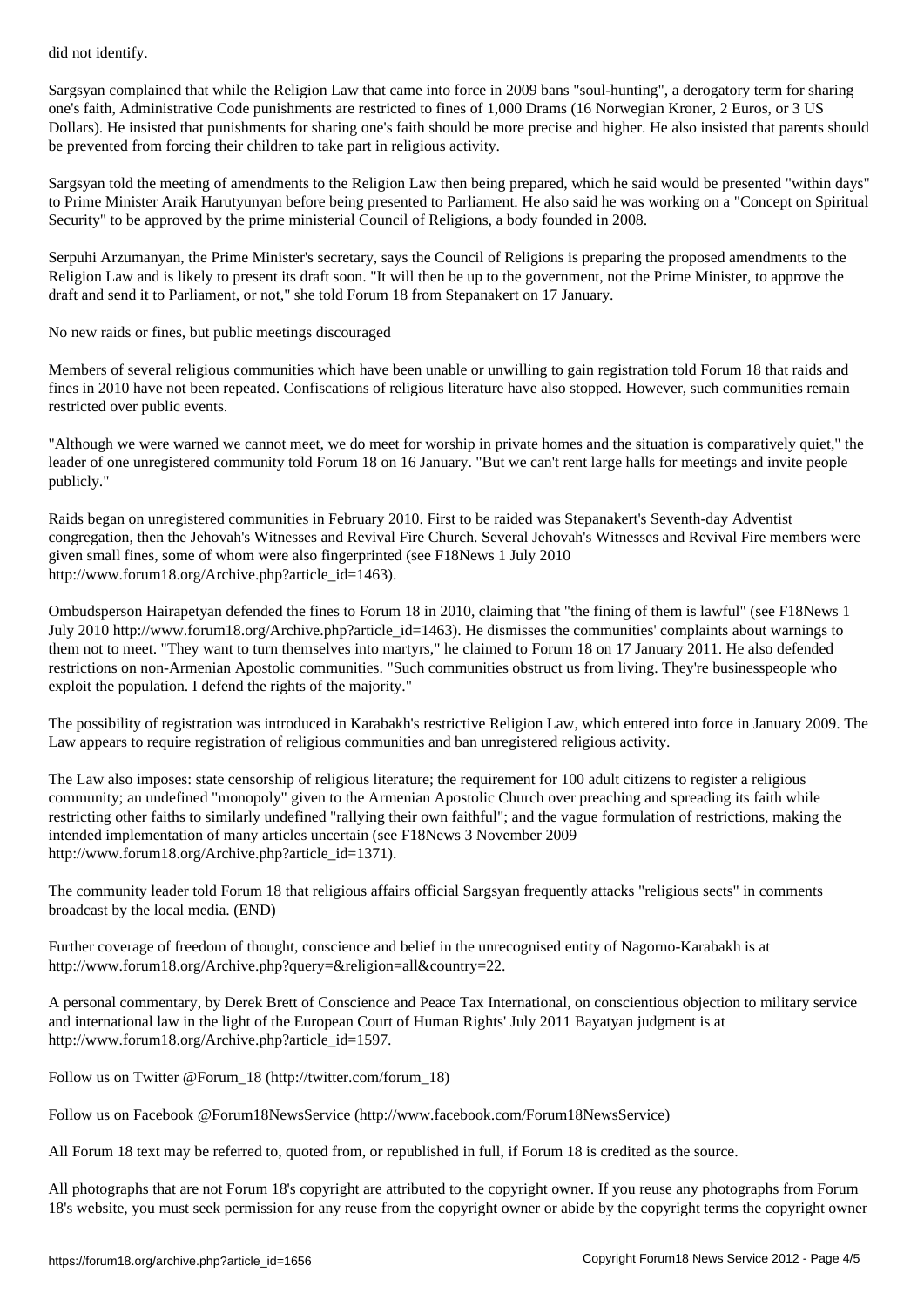did not identify.

Sargsyan complained that while the Religion Law that came into force in 2009 bans "soul-hunting", a derogatory term for sharing one's faith, Administrative Code punishments are restricted to fines of 1,000 Drams (16 Norwegian Kroner, 2 Euros, or 3 US Dollars). He insisted that punishments for sharing one's faith should be more precise and higher. He also insisted that parents should be prevented from forcing their children to take part in religious activity.

Sargsyan told the meeting of amendments to the Religion Law then being prepared, which he said would be presented "within days" to Prime Minister Araik Harutyunyan before being presented to Parliament. He also said he was working on a "Concept on Spiritual Security" to be approved by the prime ministerial Council of Religions, a body founded in 2008.

Serpuhi Arzumanyan, the Prime Minister's secretary, says the Council of Religions is preparing the proposed amendments to the Religion Law and is likely to present its draft soon. "It will then be up to the government, not the Prime Minister, to approve the draft and send it to Parliament, or not," she told Forum 18 from Stepanakert on 17 January.

## No new raids or fines, but public meetings discouraged

Members of several religious communities which have been unable or unwilling to gain registration told Forum 18 that raids and fines in 2010 have not been repeated. Confiscations of religious literature have also stopped. However, such communities remain restricted over public events.

"Although we were warned we cannot meet, we do meet for worship in private homes and the situation is comparatively quiet," the leader of one unregistered community told Forum 18 on 16 January. "But we can't rent large halls for meetings and invite people publicly."

Raids began on unregistered communities in February 2010. First to be raided was Stepanakert's Seventh-day Adventist congregation, then the Jehovah's Witnesses and Revival Fire Church. Several Jehovah's Witnesses and Revival Fire members were given small fines, some of whom were also fingerprinted (see F18News 1 July 2010 http://www.forum18.org/Archive.php?article_id=1463).

Ombudsperson Hairapetyan defended the fines to Forum 18 in 2010, claiming that "the fining of them is lawful" (see F18News 1 July 2010 http://www.forum18.org/Archive.php?article_id=1463). He dismisses the communities' complaints about warnings to them not to meet. "They want to turn themselves into martyrs," he claimed to Forum 18 on 17 January 2011. He also defended restrictions on non-Armenian Apostolic communities. "Such communities obstruct us from living. They're businesspeople who exploit the population. I defend the rights of the majority."

The possibility of registration was introduced in Karabakh's restrictive Religion Law, which entered into force in January 2009. The Law appears to require registration of religious communities and ban unregistered religious activity.

The Law also imposes: state censorship of religious literature; the requirement for 100 adult citizens to register a religious community; an undefined "monopoly" given to the Armenian Apostolic Church over preaching and spreading its faith while restricting other faiths to similarly undefined "rallying their own faithful"; and the vague formulation of restrictions, making the intended implementation of many articles uncertain (see F18News 3 November 2009 http://www.forum18.org/Archive.php?article_id=1371).

The community leader told Forum 18 that religious affairs official Sargsyan frequently attacks "religious sects" in comments broadcast by the local media. (END)

Further coverage of freedom of thought, conscience and belief in the unrecognised entity of Nagorno-Karabakh is at http://www.forum18.org/Archive.php?query=&religion=all&country=22.

A personal commentary, by Derek Brett of Conscience and Peace Tax International, on conscientious objection to military service and international law in the light of the European Court of Human Rights' July 2011 Bayatyan judgment is at http://www.forum18.org/Archive.php?article_id=1597.

Follow us on Twitter @Forum_18 (http://twitter.com/forum_18)

Follow us on Facebook @Forum18NewsService (http://www.facebook.com/Forum18NewsService)

All Forum 18 text may be referred to, quoted from, or republished in full, if Forum 18 is credited as the source.

All photographs that are not Forum 18's copyright are attributed to the copyright owner. If you reuse any photographs from Forum 18's website, you must seek permission for any reuse from the copyright owner or abide by the copyright terms the copyright owner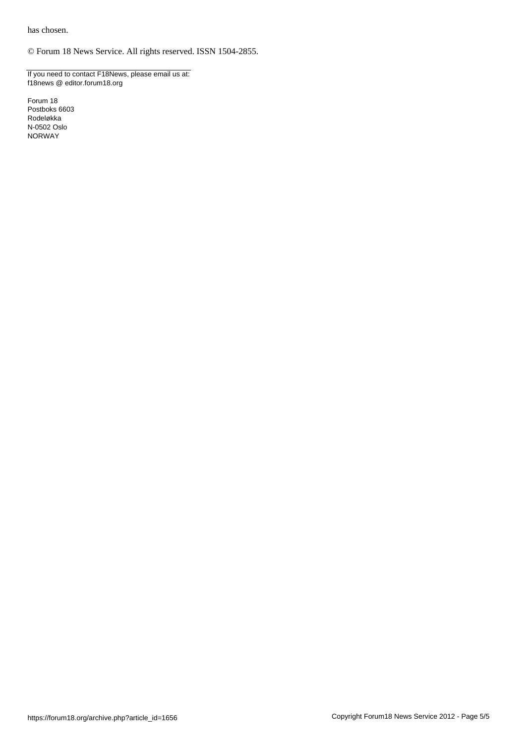has chosen.

© Forum 18 News Service. All rights reserved. ISSN 1504-2855.

If you need to contact F18News, please email us at:
f18news @ editor.forum18.org

Forum 18
Postboks 6603
Rodeløkka
N-0502 Oslo
NORWAY